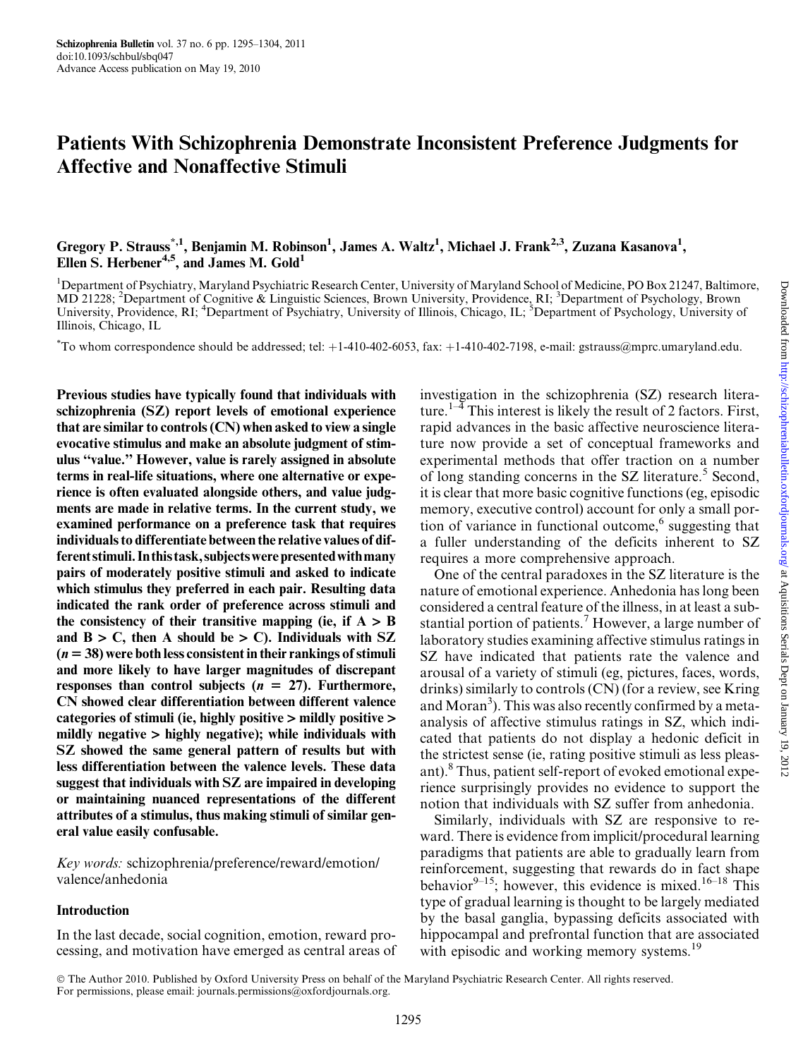# Patients With Schizophrenia Demonstrate Inconsistent Preference Judgments for Affective and Nonaffective Stimuli

**Gregory P. Strauss*[,1], Benjamin M. Robinson[1], James A. Waltz[1], Michael J. Frank[2,3], Zuzana Kasanova[1], Ellen S. Herbener[4,5], and James M. Gold[1]**

[1]Department of Psychiatry, Maryland Psychiatric Research Center, University of Maryland School of Medicine, PO Box 21247, Baltimore, MD 21228; [2]Department of Cognitive & Linguistic Sciences, Brown University, Providence, RI; [3]Department of Psychology, Brown University, Providence, RI; [4]Department of Psychiatry, University of Illinois, Chicago, IL; [5]Department of Psychology, University of Illinois, Chicago, IL

*To whom correspondence should be addressed; tel: +1-410-402-6053, fax: +1-410-402-7198, e-mail: gstrauss@mprc.umaryland.edu.

**Previous studies have typically found that individuals with schizophrenia (SZ) report levels of emotional experience that are similar to controls (CN) when asked to view a single evocative stimulus and make an absolute judgment of stimulus "value." However, value is rarely assigned in absolute terms in real-life situations, where one alternative or experience is often evaluated alongside others, and value judgments are made in relative terms. In the current study, we examined performance on a preference task that requires individuals to differentiate between the relative values of different stimuli. In this task, subjects were presented with many pairs of moderately positive stimuli and asked to indicate which stimulus they preferred in each pair. Resulting data indicated the rank order of preference across stimuli and the consistency of their transitive mapping (ie, if A > B and B > C, then A should be > C). Individuals with SZ ($n = 38$) were both less consistent in their rankings of stimuli and more likely to have larger magnitudes of discrepant responses than control subjects ($n = 27$). Furthermore, CN showed clear differentiation between different valence categories of stimuli (ie, highly positive > mildly positive > mildly negative > highly negative); while individuals with SZ showed the same general pattern of results but with less differentiation between the valence levels. These data suggest that individuals with SZ are impaired in developing or maintaining nuanced representations of the different attributes of a stimulus, thus making stimuli of similar general value easily confusable.**

*Key words:* schizophrenia/preference/reward/emotion/valence/anhedonia

## Introduction

In the last decade, social cognition, emotion, reward processing, and motivation have emerged as central areas of investigation in the schizophrenia (SZ) research literature.[1–4] This interest is likely the result of 2 factors. First, rapid advances in the basic affective neuroscience literature now provide a set of conceptual frameworks and experimental methods that offer traction on a number of long standing concerns in the SZ literature.[5] Second, it is clear that more basic cognitive functions (eg, episodic memory, executive control) account for only a small portion of variance in functional outcome,[6] suggesting that a fuller understanding of the deficits inherent to SZ requires a more comprehensive approach.

One of the central paradoxes in the SZ literature is the nature of emotional experience. Anhedonia has long been considered a central feature of the illness, in at least a substantial portion of patients.[7] However, a large number of laboratory studies examining affective stimulus ratings in SZ have indicated that patients rate the valence and arousal of a variety of stimuli (eg, pictures, faces, words, drinks) similarly to controls (CN) (for a review, see Kring and Moran[3]). This was also recently confirmed by a meta-analysis of affective stimulus ratings in SZ, which indicated that patients do not display a hedonic deficit in the strictest sense (ie, rating positive stimuli as less pleasant).[8] Thus, patient self-report of evoked emotional experience surprisingly provides no evidence to support the notion that individuals with SZ suffer from anhedonia.

Similarly, individuals with SZ are responsive to reward. There is evidence from implicit/procedural learning paradigms that patients are able to gradually learn from reinforcement, suggesting that rewards do in fact shape behavior[9–15]; however, this evidence is mixed.[16–18] This type of gradual learning is thought to be largely mediated by the basal ganglia, bypassing deficits associated with hippocampal and prefrontal function that are associated with episodic and working memory systems.[19]

© The Author 2010. Published by Oxford University Press on behalf of the Maryland Psychiatric Research Center. All rights reserved. For permissions, please email: journals.permissions@oxfordjournals.org.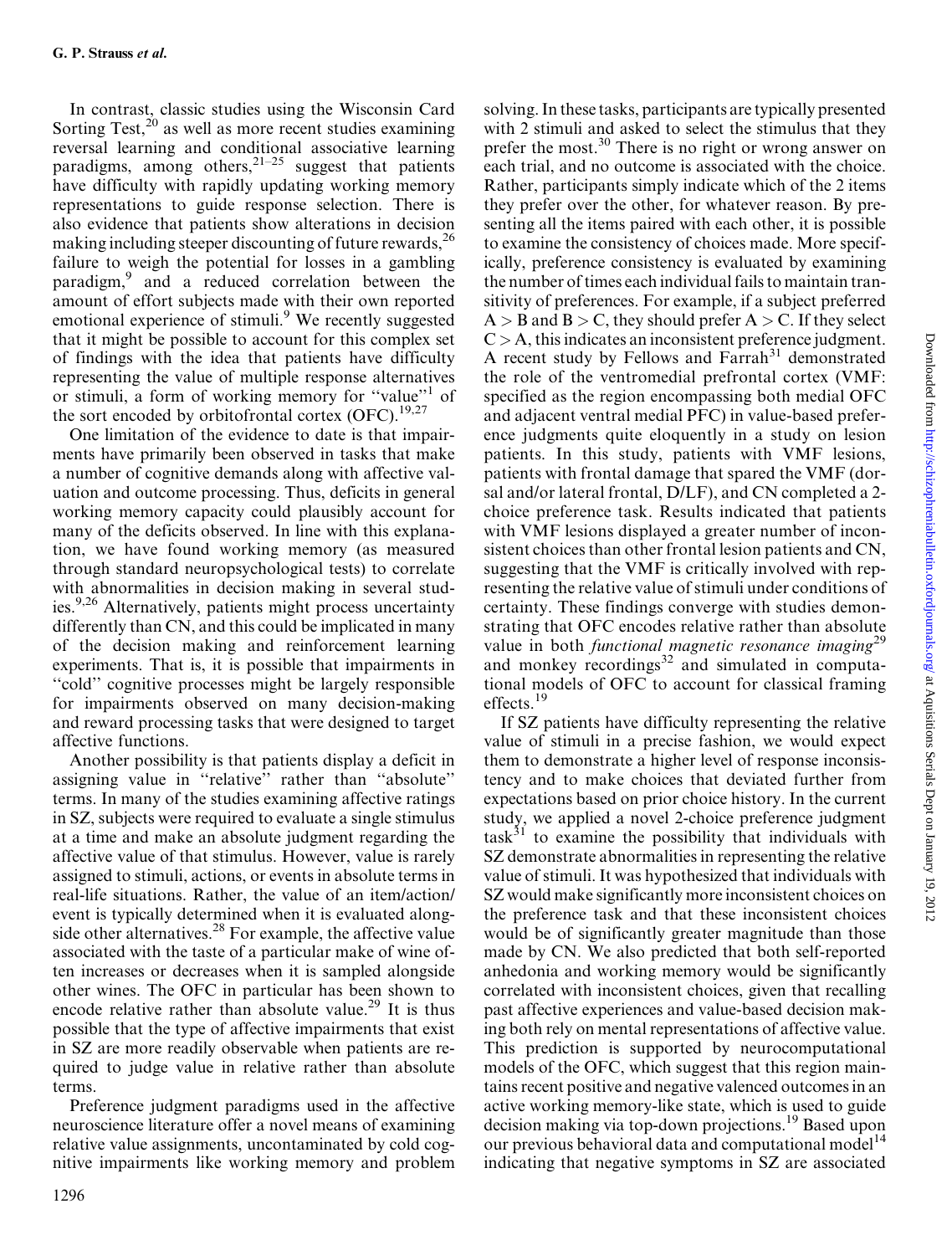In contrast, classic studies using the Wisconsin Card Sorting Test,[20] as well as more recent studies examining reversal learning and conditional associative learning paradigms, among others,[21–25] suggest that patients have difficulty with rapidly updating working memory representations to guide response selection. There is also evidence that patients show alterations in decision making including steeper discounting of future rewards,[26] failure to weigh the potential for losses in a gambling paradigm,[9] and a reduced correlation between the amount of effort subjects made with their own reported emotional experience of stimuli.[9] We recently suggested that it might be possible to account for this complex set of findings with the idea that patients have difficulty representing the value of multiple response alternatives or stimuli, a form of working memory for ''value''[1] of the sort encoded by orbitofrontal cortex (OFC).[19,27]

One limitation of the evidence to date is that impairments have primarily been observed in tasks that make a number of cognitive demands along with affective valuation and outcome processing. Thus, deficits in general working memory capacity could plausibly account for many of the deficits observed. In line with this explanation, we have found working memory (as measured through standard neuropsychological tests) to correlate with abnormalities in decision making in several studies.[9,26] Alternatively, patients might process uncertainty differently than CN, and this could be implicated in many of the decision making and reinforcement learning experiments. That is, it is possible that impairments in ''cold'' cognitive processes might be largely responsible for impairments observed on many decision-making and reward processing tasks that were designed to target affective functions.

Another possibility is that patients display a deficit in assigning value in ''relative'' rather than ''absolute'' terms. In many of the studies examining affective ratings in SZ, subjects were required to evaluate a single stimulus at a time and make an absolute judgment regarding the affective value of that stimulus. However, value is rarely assigned to stimuli, actions, or events in absolute terms in real-life situations. Rather, the value of an item/action/event is typically determined when it is evaluated alongside other alternatives.[28] For example, the affective value associated with the taste of a particular make of wine often increases or decreases when it is sampled alongside other wines. The OFC in particular has been shown to encode relative rather than absolute value.[29] It is thus possible that the type of affective impairments that exist in SZ are more readily observable when patients are required to judge value in relative rather than absolute terms.

Preference judgment paradigms used in the affective neuroscience literature offer a novel means of examining relative value assignments, uncontaminated by cold cognitive impairments like working memory and problem solving. In these tasks, participants are typically presented with 2 stimuli and asked to select the stimulus that they prefer the most.[30] There is no right or wrong answer on each trial, and no outcome is associated with the choice. Rather, participants simply indicate which of the 2 items they prefer over the other, for whatever reason. By presenting all the items paired with each other, it is possible to examine the consistency of choices made. More specifically, preference consistency is evaluated by examining the number of times each individual fails to maintain transitivity of preferences. For example, if a subject preferred $A > B$ and $B > C$, they should prefer $A > C$. If they select $C > A$, this indicates an inconsistent preference judgment. A recent study by Fellows and Farrah[31] demonstrated the role of the ventromedial prefrontal cortex (VMF: specified as the region encompassing both medial OFC and adjacent ventral medial PFC) in value-based preference judgments quite eloquently in a study on lesion patients. In this study, patients with VMF lesions, patients with frontal damage that spared the VMF (dorsal and/or lateral frontal, D/LF), and CN completed a 2-choice preference task. Results indicated that patients with VMF lesions displayed a greater number of inconsistent choices than other frontal lesion patients and CN, suggesting that the VMF is critically involved with representing the relative value of stimuli under conditions of certainty. These findings converge with studies demonstrating that OFC encodes relative rather than absolute value in both *functional magnetic resonance imaging*[29] and monkey recordings[32] and simulated in computational models of OFC to account for classical framing effects.[19]

If SZ patients have difficulty representing the relative value of stimuli in a precise fashion, we would expect them to demonstrate a higher level of response inconsistency and to make choices that deviated further from expectations based on prior choice history. In the current study, we applied a novel 2-choice preference judgment task[31] to examine the possibility that individuals with SZ demonstrate abnormalities in representing the relative value of stimuli. It was hypothesized that individuals with SZ would make significantly more inconsistent choices on the preference task and that these inconsistent choices would be of significantly greater magnitude than those made by CN. We also predicted that both self-reported anhedonia and working memory would be significantly correlated with inconsistent choices, given that recalling past affective experiences and value-based decision making both rely on mental representations of affective value. This prediction is supported by neurocomputational models of the OFC, which suggest that this region maintains recent positive and negative valenced outcomes in an active working memory-like state, which is used to guide decision making via top-down projections.[19] Based upon our previous behavioral data and computational model[14] indicating that negative symptoms in SZ are associated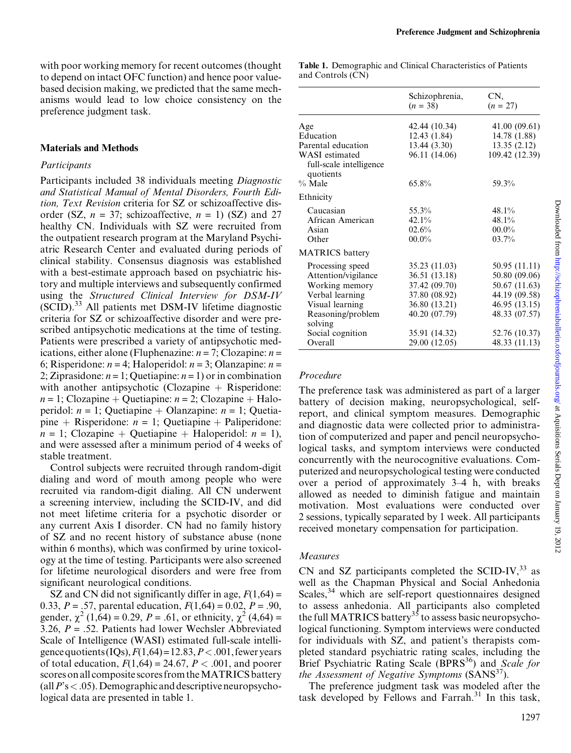with poor working memory for recent outcomes (thought to depend on intact OFC function) and hence poor value-based decision making, we predicted that the same mechanisms would lead to low choice consistency on the preference judgment task.

## Materials and Methods

### *Participants*

Participants included 38 individuals meeting *Diagnostic and Statistical Manual of Mental Disorders, Fourth Edition, Text Revision* criteria for SZ or schizoaffective disorder (SZ, $n$ = 37; schizoaffective, $n$ = 1) (SZ) and 27 healthy CN. Individuals with SZ were recruited from the outpatient research program at the Maryland Psychiatric Research Center and evaluated during periods of clinical stability. Consensus diagnosis was established with a best-estimate approach based on psychiatric history and multiple interviews and subsequently confirmed using the *Structured Clinical Interview for DSM-IV* (SCID).[33] All patients met DSM-IV lifetime diagnostic criteria for SZ or schizoaffective disorder and were prescribed antipsychotic medications at the time of testing. Patients were prescribed a variety of antipsychotic medications, either alone (Fluphenazine: $n$ = 7; Clozapine: $n$ = 6; Risperidone: $n$ = 4; Haloperidol: $n$ = 3; Olanzapine: $n$ = 2; Ziprasidone: $n$ = 1; Quetiapine: $n$ = 1) or in combination with another antipsychotic (Clozapine + Risperidone: $n$ = 1; Clozapine + Quetiapine: $n$ = 2; Clozapine + Haloperidol: $n$ = 1; Quetiapine + Olanzapine: $n$ = 1; Quetiapine + Risperidone: $n$ = 1; Quetiapine + Paliperidone: $n$ = 1; Clozapine + Quetiapine + Haloperidol: $n$ = 1), and were assessed after a minimum period of 4 weeks of stable treatment.

Control subjects were recruited through random-digit dialing and word of mouth among people who were recruited via random-digit dialing. All CN underwent a screening interview, including the SCID-IV, and did not meet lifetime criteria for a psychotic disorder or any current Axis I disorder. CN had no family history of SZ and no recent history of substance abuse (none within 6 months), which was confirmed by urine toxicology at the time of testing. Participants were also screened for lifetime neurological disorders and were free from significant neurological conditions.

SZ and CN did not significantly differ in age, $F(1,64) = 0.33$, $P = .57$, parental education, $F(1,64) = 0.02$, $P = .90$, gender, $\chi^2\ (1,64) = 0.29$, $P = .61$, or ethnicity, $\chi^2\ (4,64) = 3.26$, $P = .52$. Patients had lower Wechsler Abbreviated Scale of Intelligence (WASI) estimated full-scale intelligence quotients (IQs), $F(1,64) = 12.83$, $P < .001$, fewer years of total education, $F(1,64) = 24.67$, $P < .001$, and poorer scores on all composite scores from the MATRICS battery (all $P$'s $< .05$). Demographic and descriptive neuropsychological data are presented in table 1.

**Table 1.** Demographic and Clinical Characteristics of Patients and Controls (CN)

| | Schizophrenia, ($n$ = 38) | CN, ($n$ = 27) |
|---|---|---|
| Age | 42.44 (10.34) | 41.00 (09.61) |
| Education | 12.43 (1.84) | 14.78 (1.88) |
| Parental education | 13.44 (3.30) | 13.35 (2.12) |
| WASI estimated full-scale intelligence quotients | 96.11 (14.06) | 109.42 (12.39) |
| % Male | 65.8% | 59.3% |
| Ethnicity | | |
| Caucasian | 55.3% | 48.1% |
| African American | 42.1% | 48.1% |
| Asian | 02.6% | 00.0% |
| Other | 00.0% | 03.7% |
| MATRICS battery | | |
| Processing speed | 35.23 (11.03) | 50.95 (11.11) |
| Attention/vigilance | 36.51 (13.18) | 50.80 (09.06) |
| Working memory | 37.42 (09.70) | 50.67 (11.63) |
| Verbal learning | 37.80 (08.92) | 44.19 (09.58) |
| Visual learning | 36.80 (13.21) | 46.95 (13.15) |
| Reasoning/problem solving | 40.20 (07.79) | 48.33 (07.57) |
| Social cognition | 35.91 (14.32) | 52.76 (10.37) |
| Overall | 29.00 (12.05) | 48.33 (11.13) |

### *Procedure*

The preference task was administered as part of a larger battery of decision making, neuropsychological, self-report, and clinical symptom measures. Demographic and diagnostic data were collected prior to administration of computerized and paper and pencil neuropsychological tasks, and symptom interviews were conducted concurrently with the neurocognitive evaluations. Computerized and neuropsychological testing were conducted over a period of approximately 3–4 h, with breaks allowed as needed to diminish fatigue and maintain motivation. Most evaluations were conducted over 2 sessions, typically separated by 1 week. All participants received monetary compensation for participation.

### *Measures*

CN and SZ participants completed the SCID-IV,[33] as well as the Chapman Physical and Social Anhedonia Scales,[34] which are self-report questionnaires designed to assess anhedonia. All participants also completed the full MATRICS battery[35] to assess basic neuropsychological functioning. Symptom interviews were conducted for individuals with SZ, and patient's therapists completed standard psychiatric rating scales, including the Brief Psychiatric Rating Scale (BPRS[36]) and *Scale for the Assessment of Negative Symptoms* (SANS[37]).

The preference judgment task was modeled after the task developed by Fellows and Farrah.[31] In this task,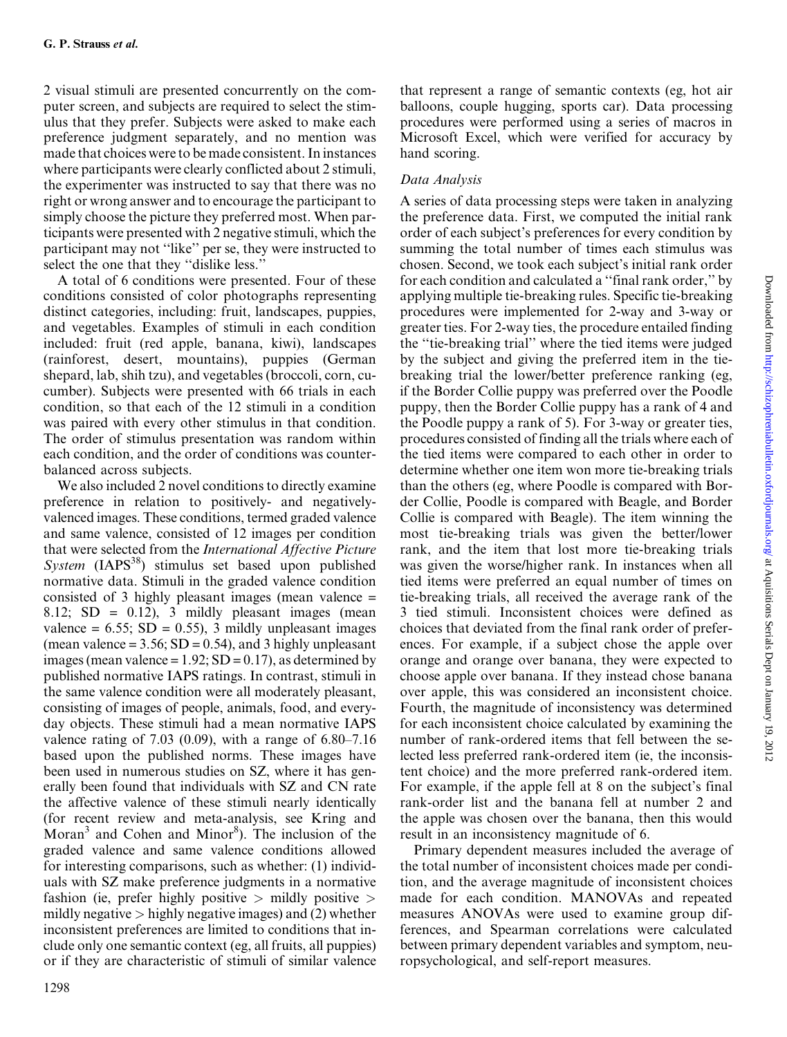2 visual stimuli are presented concurrently on the computer screen, and subjects are required to select the stimulus that they prefer. Subjects were asked to make each preference judgment separately, and no mention was made that choices were to be made consistent. In instances where participants were clearly conflicted about 2 stimuli, the experimenter was instructed to say that there was no right or wrong answer and to encourage the participant to simply choose the picture they preferred most. When participants were presented with 2 negative stimuli, which the participant may not "like" per se, they were instructed to select the one that they "dislike less."

A total of 6 conditions were presented. Four of these conditions consisted of color photographs representing distinct categories, including: fruit, landscapes, puppies, and vegetables. Examples of stimuli in each condition included: fruit (red apple, banana, kiwi), landscapes (rainforest, desert, mountains), puppies (German shepard, lab, shih tzu), and vegetables (broccoli, corn, cucumber). Subjects were presented with 66 trials in each condition, so that each of the 12 stimuli in a condition was paired with every other stimulus in that condition. The order of stimulus presentation was random within each condition, and the order of conditions was counterbalanced across subjects.

We also included 2 novel conditions to directly examine preference in relation to positively- and negatively-valenced images. These conditions, termed graded valence and same valence, consisted of 12 images per condition that were selected from the *International Affective Picture System* (IAPS[38]) stimulus set based upon published normative data. Stimuli in the graded valence condition consisted of 3 highly pleasant images (mean valence = 8.12; SD = 0.12), 3 mildly pleasant images (mean valence = 6.55; SD = 0.55), 3 mildly unpleasant images (mean valence = 3.56; SD = 0.54), and 3 highly unpleasant images (mean valence = 1.92; SD = 0.17), as determined by published normative IAPS ratings. In contrast, stimuli in the same valence condition were all moderately pleasant, consisting of images of people, animals, food, and everyday objects. These stimuli had a mean normative IAPS valence rating of 7.03 (0.09), with a range of 6.80–7.16 based upon the published norms. These images have been used in numerous studies on SZ, where it has generally been found that individuals with SZ and CN rate the affective valence of these stimuli nearly identically (for recent review and meta-analysis, see Kring and Moran[3] and Cohen and Minor[8]). The inclusion of the graded valence and same valence conditions allowed for interesting comparisons, such as whether: (1) individuals with SZ make preference judgments in a normative fashion (ie, prefer highly positive > mildly positive > mildly negative > highly negative images) and (2) whether inconsistent preferences are limited to conditions that include only one semantic context (eg, all fruits, all puppies) or if they are characteristic of stimuli of similar valence that represent a range of semantic contexts (eg, hot air balloons, couple hugging, sports car). Data processing procedures were performed using a series of macros in Microsoft Excel, which were verified for accuracy by hand scoring.

### Data Analysis

A series of data processing steps were taken in analyzing the preference data. First, we computed the initial rank order of each subject's preferences for every condition by summing the total number of times each stimulus was chosen. Second, we took each subject's initial rank order for each condition and calculated a "final rank order," by applying multiple tie-breaking rules. Specific tie-breaking procedures were implemented for 2-way and 3-way or greater ties. For 2-way ties, the procedure entailed finding the "tie-breaking trial" where the tied items were judged by the subject and giving the preferred item in the tie-breaking trial the lower/better preference ranking (eg, if the Border Collie puppy was preferred over the Poodle puppy, then the Border Collie puppy has a rank of 4 and the Poodle puppy a rank of 5). For 3-way or greater ties, procedures consisted of finding all the trials where each of the tied items were compared to each other in order to determine whether one item won more tie-breaking trials than the others (eg, where Poodle is compared with Border Collie, Poodle is compared with Beagle, and Border Collie is compared with Beagle). The item winning the most tie-breaking trials was given the better/lower rank, and the item that lost more tie-breaking trials was given the worse/higher rank. In instances when all tied items were preferred an equal number of times on tie-breaking trials, all received the average rank of the 3 tied stimuli. Inconsistent choices were defined as choices that deviated from the final rank order of preferences. For example, if a subject chose the apple over orange and orange over banana, they were expected to choose apple over banana. If they instead chose banana over apple, this was considered an inconsistent choice. Fourth, the magnitude of inconsistency was determined for each inconsistent choice calculated by examining the number of rank-ordered items that fell between the selected less preferred rank-ordered item (ie, the inconsistent choice) and the more preferred rank-ordered item. For example, if the apple fell at 8 on the subject's final rank-order list and the banana fell at number 2 and the apple was chosen over the banana, then this would result in an inconsistency magnitude of 6.

Primary dependent measures included the average of the total number of inconsistent choices made per condition, and the average magnitude of inconsistent choices made for each condition. MANOVAs and repeated measures ANOVAs were used to examine group differences, and Spearman correlations were calculated between primary dependent variables and symptom, neuropsychological, and self-report measures.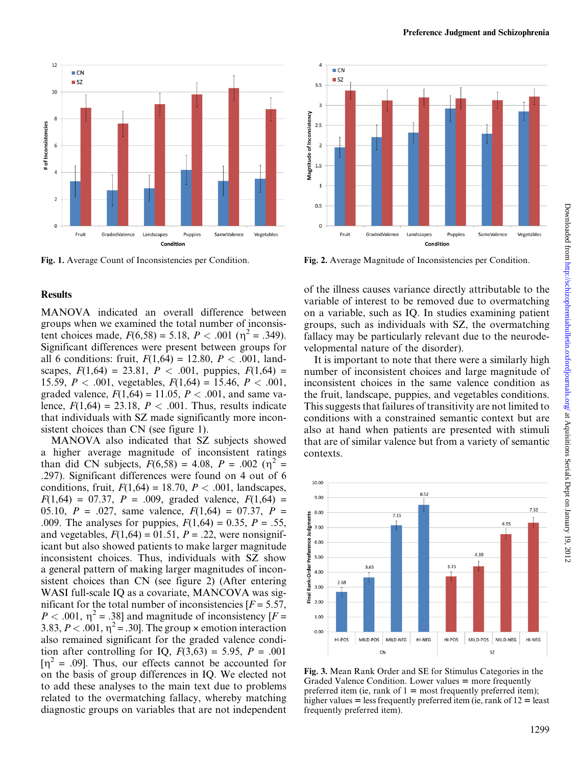Fig. 1. Average Count of Inconsistencies per Condition.

Fig. 2. Average Magnitude of Inconsistencies per Condition.

## Results

MANOVA indicated an overall difference between groups when we examined the total number of inconsistent choices made, $F(6,58) = 5.18$, $P < .001$ ($\eta^2 = .349$). Significant differences were present between groups for all 6 conditions: fruit, $F(1,64) = 12.80$, $P < .001$, landscapes, $F(1,64) = 23.81$, $P < .001$, puppies, $F(1,64) = 15.59$, $P < .001$, vegetables, $F(1,64) = 15.46$, $P < .001$, graded valence, $F(1,64) = 11.05$, $P < .001$, and same valence, $F(1,64) = 23.18$, $P < .001$. Thus, results indicate that individuals with SZ made significantly more inconsistent choices than CN (see figure 1).

MANOVA also indicated that SZ subjects showed a higher average magnitude of inconsistent ratings than did CN subjects, $F(6,58) = 4.08$, $P = .002$ ($\eta^2 = .297$). Significant differences were found on 4 out of 6 conditions, fruit, $F(1,64) = 18.70$, $P < .001$, landscapes, $F(1,64) = 07.37$, $P = .009$, graded valence, $F(1,64) = 05.10$, $P = .027$, same valence, $F(1,64) = 07.37$, $P = .009$. The analyses for puppies, $F(1,64) = 0.35$, $P = .55$, and vegetables, $F(1,64) = 01.51$, $P = .22$, were nonsignificant but also showed patients to make larger magnitude inconsistent choices. Thus, individuals with SZ show a general pattern of making larger magnitudes of inconsistent choices than CN (see figure 2) (After entering WASI full-scale IQ as a covariate, MANCOVA was significant for the total number of inconsistencies [$F = 5.57$, $P < .001$, $\eta^2 = .38$] and magnitude of inconsistency [$F = 3.83$, $P < .001$, $\eta^2 = .30$]. The group × emotion interaction also remained significant for the graded valence condition after controlling for IQ, $F(3,63) = 5.95$, $P = .001$ [$\eta^2 = .09$]. Thus, our effects cannot be accounted for on the basis of group differences in IQ. We elected not to add these analyses to the main text due to problems related to the overmatching fallacy, whereby matching diagnostic groups on variables that are not independent of the illness causes variance directly attributable to the variable of interest to be removed due to overmatching on a variable, such as IQ. In studies examining patient groups, such as individuals with SZ, the overmatching fallacy may be particularly relevant due to the neurodevelopmental nature of the disorder).

It is important to note that there were a similarly high number of inconsistent choices and large magnitude of inconsistent choices in the same valence condition as the fruit, landscape, puppies, and vegetables conditions. This suggests that failures of transitivity are not limited to conditions with a constrained semantic context but are also at hand when patients are presented with stimuli that are of similar valence but from a variety of semantic contexts.

Fig. 3. Mean Rank Order and SE for Stimulus Categories in the Graded Valence Condition. Lower values = more frequently preferred item (ie, rank of 1 = most frequently preferred item); higher values = less frequently preferred item (ie, rank of 12 = least frequently preferred item).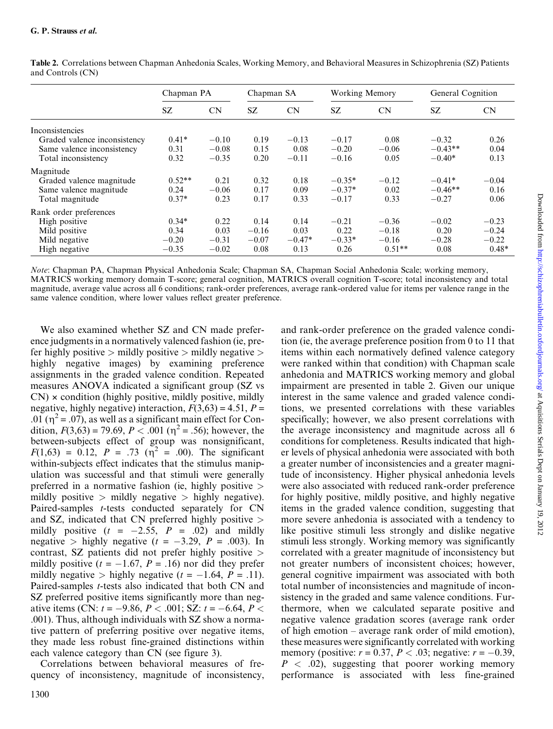**Table 2.** Correlations between Chapman Anhedonia Scales, Working Memory, and Behavioral Measures in Schizophrenia (SZ) Patients and Controls (CN)

| | Chapman PA | | Chapman SA | | Working Memory | | General Cognition | |
|---|---|---|---|---|---|---|---|---|
| | SZ | CN | SZ | CN | SZ | CN | SZ | CN |
| Inconsistencies | | | | | | | | |
| Graded valence inconsistency | 0.41* | −0.10 | 0.19 | −0.13 | −0.17 | 0.08 | −0.32 | 0.26 |
| Same valence inconsistency | 0.31 | −0.08 | 0.15 | 0.08 | −0.20 | −0.06 | −0.43** | 0.04 |
| Total inconsistency | 0.32 | −0.35 | 0.20 | −0.11 | −0.16 | 0.05 | −0.40* | 0.13 |
| Magnitude | | | | | | | | |
| Graded valence magnitude | 0.52** | 0.21 | 0.32 | 0.18 | −0.35* | −0.12 | −0.41* | −0.04 |
| Same valence magnitude | 0.24 | −0.06 | 0.17 | 0.09 | −0.37* | 0.02 | −0.46** | 0.16 |
| Total magnitude | 0.37* | 0.23 | 0.17 | 0.33 | −0.17 | 0.33 | −0.27 | 0.06 |
| Rank order preferences | | | | | | | | |
| High positive | 0.34* | 0.22 | 0.14 | 0.14 | −0.21 | −0.36 | −0.02 | −0.23 |
| Mild positive | 0.34 | 0.03 | −0.16 | 0.03 | 0.22 | −0.18 | 0.20 | −0.24 |
| Mild negative | −0.20 | −0.31 | −0.07 | −0.47* | −0.33* | −0.16 | −0.28 | −0.22 |
| High negative | −0.35 | −0.02 | 0.08 | 0.13 | 0.26 | 0.51** | 0.08 | 0.48* |

*Note*: Chapman PA, Chapman Physical Anhedonia Scale; Chapman SA, Chapman Social Anhedonia Scale; working memory, MATRICS working memory domain T-score; general cognition, MATRICS overall cognition T-score; total inconsistency and total magnitude, average value across all 6 conditions; rank-order preferences, average rank-ordered value for items per valence range in the same valence condition, where lower values reflect greater preference.

We also examined whether SZ and CN made preference judgments in a normatively valenced fashion (ie, prefer highly positive > mildly positive > mildly negative > highly negative images) by examining preference assignments in the graded valence condition. Repeated measures ANOVA indicated a significant group (SZ vs CN) × condition (highly positive, mildly positive, mildly negative, highly negative) interaction, $F(3,63) = 4.51$, $P = .01$ ($\eta^2 = .07$), as well as a significant main effect for Condition, $F(3,63) = 79.69$, $P < .001$ ($\eta^2 = .56$); however, the between-subjects effect of group was nonsignificant, $F(1,63) = 0.12$, $P = .73$ ($\eta^2 = .00$). The significant within-subjects effect indicates that the stimulus manipulation was successful and that stimuli were generally preferred in a normative fashion (ie, highly positive > mildly positive > mildly negative > highly negative). Paired-samples *t*-tests conducted separately for CN and SZ, indicated that CN preferred highly positive > mildly positive ($t = -2.55$, $P = .02$) and mildly negative > highly negative ($t = -3.29$, $P = .003$). In contrast, SZ patients did not prefer highly positive > mildly positive ($t = -1.67$, $P = .16$) nor did they prefer mildly negative > highly negative ($t = -1.64$, $P = .11$). Paired-samples *t*-tests also indicated that both CN and SZ preferred positive items significantly more than negative items (CN: $t = -9.86$, $P < .001$; SZ: $t = -6.64$, $P < .001$). Thus, although individuals with SZ show a normative pattern of preferring positive over negative items, they made less robust fine-grained distinctions within each valence category than CN (see figure 3).

Correlations between behavioral measures of frequency of inconsistency, magnitude of inconsistency, and rank-order preference on the graded valence condition (ie, the average preference position from 0 to 11 that items within each normatively defined valence category were ranked within that condition) with Chapman scale anhedonia and MATRICS working memory and global impairment are presented in table 2. Given our unique interest in the same valence and graded valence conditions, we presented correlations with these variables specifically; however, we also present correlations with the average inconsistency and magnitude across all 6 conditions for completeness. Results indicated that higher levels of physical anhedonia were associated with both a greater number of inconsistencies and a greater magnitude of inconsistency. Higher physical anhedonia levels were also associated with reduced rank-order preference for highly positive, mildly positive, and highly negative items in the graded valence condition, suggesting that more severe anhedonia is associated with a tendency to like positive stimuli less strongly and dislike negative stimuli less strongly. Working memory was significantly correlated with a greater magnitude of inconsistency but not greater numbers of inconsistent choices; however, general cognitive impairment was associated with both total number of inconsistencies and magnitude of inconsistency in the graded and same valence conditions. Furthermore, when we calculated separate positive and negative valence gradation scores (average rank order of high emotion – average rank order of mild emotion), these measures were significantly correlated with working memory (positive: $r = 0.37$, $P < .03$; negative: $r = -0.39$, $P < .02$), suggesting that poorer working memory performance is associated with less fine-grained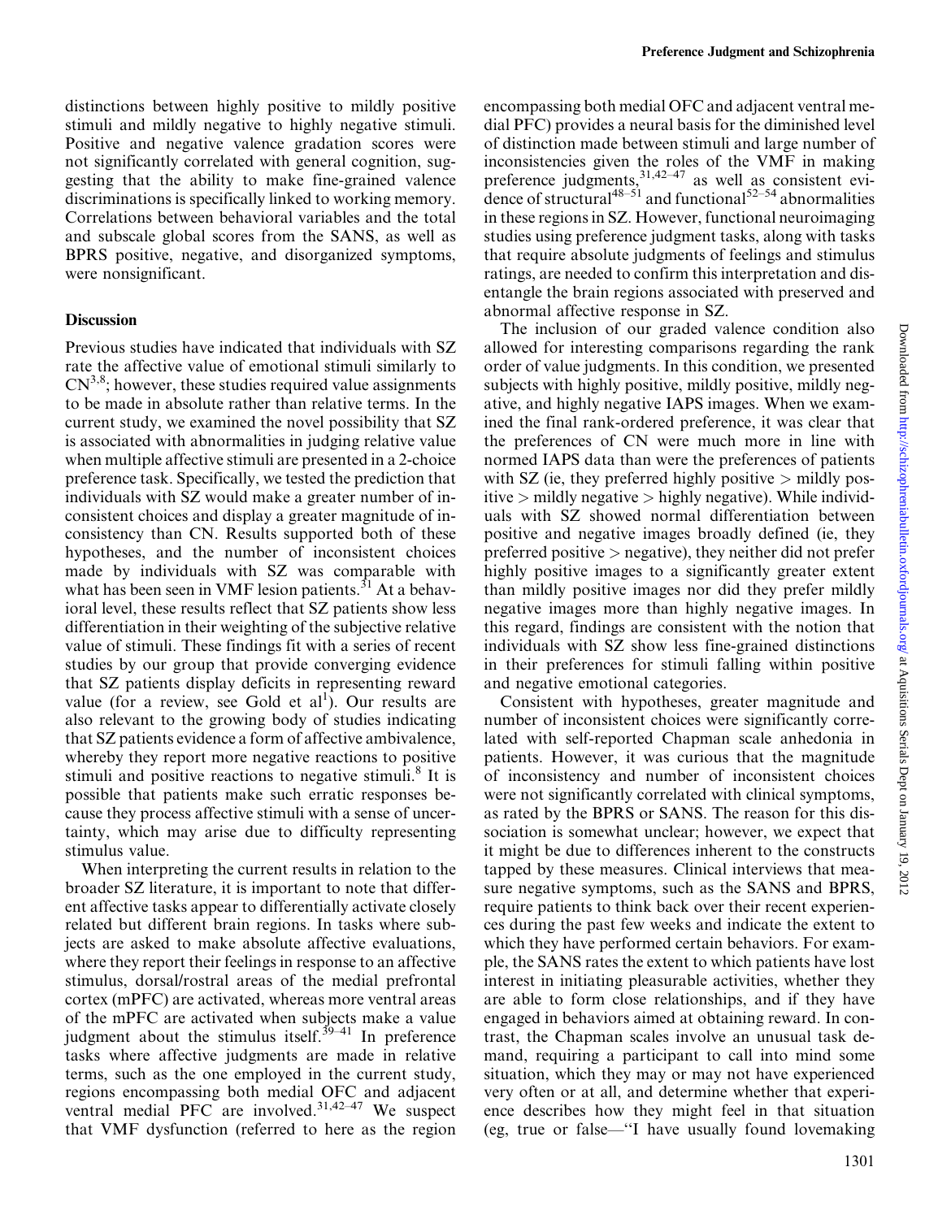distinctions between highly positive to mildly positive stimuli and mildly negative to highly negative stimuli. Positive and negative valence gradation scores were not significantly correlated with general cognition, suggesting that the ability to make fine-grained valence discriminations is specifically linked to working memory. Correlations between behavioral variables and the total and subscale global scores from the SANS, as well as BPRS positive, negative, and disorganized symptoms, were nonsignificant.

## Discussion

Previous studies have indicated that individuals with SZ rate the affective value of emotional stimuli similarly to CN[3,8]; however, these studies required value assignments to be made in absolute rather than relative terms. In the current study, we examined the novel possibility that SZ is associated with abnormalities in judging relative value when multiple affective stimuli are presented in a 2-choice preference task. Specifically, we tested the prediction that individuals with SZ would make a greater number of inconsistent choices and display a greater magnitude of inconsistency than CN. Results supported both of these hypotheses, and the number of inconsistent choices made by individuals with SZ was comparable with what has been seen in VMF lesion patients.[31] At a behavioral level, these results reflect that SZ patients show less differentiation in their weighting of the subjective relative value of stimuli. These findings fit with a series of recent studies by our group that provide converging evidence that SZ patients display deficits in representing reward value (for a review, see Gold et al[1]). Our results are also relevant to the growing body of studies indicating that SZ patients evidence a form of affective ambivalence, whereby they report more negative reactions to positive stimuli and positive reactions to negative stimuli.[8] It is possible that patients make such erratic responses because they process affective stimuli with a sense of uncertainty, which may arise due to difficulty representing stimulus value.

When interpreting the current results in relation to the broader SZ literature, it is important to note that different affective tasks appear to differentially activate closely related but different brain regions. In tasks where subjects are asked to make absolute affective evaluations, where they report their feelings in response to an affective stimulus, dorsal/rostral areas of the medial prefrontal cortex (mPFC) are activated, whereas more ventral areas of the mPFC are activated when subjects make a value judgment about the stimulus itself.[39–41] In preference tasks where affective judgments are made in relative terms, such as the one employed in the current study, regions encompassing both medial OFC and adjacent ventral medial PFC are involved.[31,42–47] We suspect that VMF dysfunction (referred to here as the region encompassing both medial OFC and adjacent ventral medial PFC) provides a neural basis for the diminished level of distinction made between stimuli and large number of inconsistencies given the roles of the VMF in making preference judgments,[31,42–47] as well as consistent evidence of structural[48–51] and functional[52–54] abnormalities in these regions in SZ. However, functional neuroimaging studies using preference judgment tasks, along with tasks that require absolute judgments of feelings and stimulus ratings, are needed to confirm this interpretation and disentangle the brain regions associated with preserved and abnormal affective response in SZ.

The inclusion of our graded valence condition also allowed for interesting comparisons regarding the rank order of value judgments. In this condition, we presented subjects with highly positive, mildly positive, mildly negative, and highly negative IAPS images. When we examined the final rank-ordered preference, it was clear that the preferences of CN were much more in line with normed IAPS data than were the preferences of patients with SZ (ie, they preferred highly positive > mildly positive > mildly negative > highly negative). While individuals with SZ showed normal differentiation between positive and negative images broadly defined (ie, they preferred positive > negative), they neither did not prefer highly positive images to a significantly greater extent than mildly positive images nor did they prefer mildly negative images more than highly negative images. In this regard, findings are consistent with the notion that individuals with SZ show less fine-grained distinctions in their preferences for stimuli falling within positive and negative emotional categories.

Consistent with hypotheses, greater magnitude and number of inconsistent choices were significantly correlated with self-reported Chapman scale anhedonia in patients. However, it was curious that the magnitude of inconsistency and number of inconsistent choices were not significantly correlated with clinical symptoms, as rated by the BPRS or SANS. The reason for this dissociation is somewhat unclear; however, we expect that it might be due to differences inherent to the constructs tapped by these measures. Clinical interviews that measure negative symptoms, such as the SANS and BPRS, require patients to think back over their recent experiences during the past few weeks and indicate the extent to which they have performed certain behaviors. For example, the SANS rates the extent to which patients have lost interest in initiating pleasurable activities, whether they are able to form close relationships, and if they have engaged in behaviors aimed at obtaining reward. In contrast, the Chapman scales involve an unusual task demand, requiring a participant to call into mind some situation, which they may or may not have experienced very often or at all, and determine whether that experience describes how they might feel in that situation (eg, true or false—"I have usually found lovemaking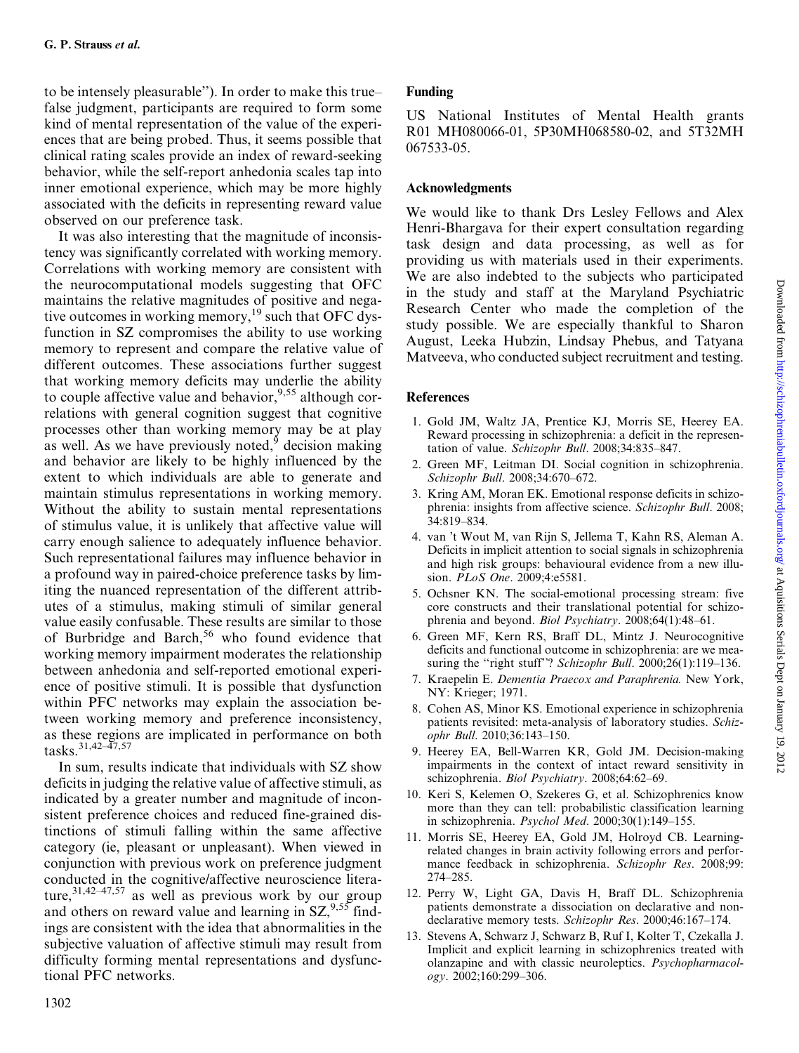to be intensely pleasurable"). In order to make this true–false judgment, participants are required to form some kind of mental representation of the value of the experiences that are being probed. Thus, it seems possible that clinical rating scales provide an index of reward-seeking behavior, while the self-report anhedonia scales tap into inner emotional experience, which may be more highly associated with the deficits in representing reward value observed on our preference task.

It was also interesting that the magnitude of inconsistency was significantly correlated with working memory. Correlations with working memory are consistent with the neurocomputational models suggesting that OFC maintains the relative magnitudes of positive and negative outcomes in working memory,[19] such that OFC dysfunction in SZ compromises the ability to use working memory to represent and compare the relative value of different outcomes. These associations further suggest that working memory deficits may underlie the ability to couple affective value and behavior,[9,55] although correlations with general cognition suggest that cognitive processes other than working memory may be at play as well. As we have previously noted,[9] decision making and behavior are likely to be highly influenced by the extent to which individuals are able to generate and maintain stimulus representations in working memory. Without the ability to sustain mental representations of stimulus value, it is unlikely that affective value will carry enough salience to adequately influence behavior. Such representational failures may influence behavior in a profound way in paired-choice preference tasks by limiting the nuanced representation of the different attributes of a stimulus, making stimuli of similar general value easily confusable. These results are similar to those of Burbridge and Barch,[56] who found evidence that working memory impairment moderates the relationship between anhedonia and self-reported emotional experience of positive stimuli. It is possible that dysfunction within PFC networks may explain the association between working memory and preference inconsistency, as these regions are implicated in performance on both tasks.[31,42–47,57]

In sum, results indicate that individuals with SZ show deficits in judging the relative value of affective stimuli, as indicated by a greater number and magnitude of inconsistent preference choices and reduced fine-grained distinctions of stimuli falling within the same affective category (ie, pleasant or unpleasant). When viewed in conjunction with previous work on preference judgment conducted in the cognitive/affective neuroscience literature,[31,42–47,57] as well as previous work by our group and others on reward value and learning in SZ,[9,55] findings are consistent with the idea that abnormalities in the subjective valuation of affective stimuli may result from difficulty forming mental representations and dysfunctional PFC networks.

## Funding

US National Institutes of Mental Health grants R01 MH080066-01, 5P30MH068580-02, and 5T32MH 067533-05.

## Acknowledgments

We would like to thank Drs Lesley Fellows and Alex Henri-Bhargava for their expert consultation regarding task design and data processing, as well as for providing us with materials used in their experiments. We are also indebted to the subjects who participated in the study and staff at the Maryland Psychiatric Research Center who made the completion of the study possible. We are especially thankful to Sharon August, Leeka Hubzin, Lindsay Phebus, and Tatyana Matveeva, who conducted subject recruitment and testing.

## References

1. Gold JM, Waltz JA, Prentice KJ, Morris SE, Heerey EA. Reward processing in schizophrenia: a deficit in the representation of value. *Schizophr Bull*. 2008;34:835–847.
2. Green MF, Leitman DI. Social cognition in schizophrenia. *Schizophr Bull*. 2008;34:670–672.
3. Kring AM, Moran EK. Emotional response deficits in schizophrenia: insights from affective science. *Schizophr Bull*. 2008; 34:819–834.
4. van 't Wout M, van Rijn S, Jellema T, Kahn RS, Aleman A. Deficits in implicit attention to social signals in schizophrenia and high risk groups: behavioural evidence from a new illusion. *PLoS One*. 2009;4:e5581.
5. Ochsner KN. The social-emotional processing stream: five core constructs and their translational potential for schizophrenia and beyond. *Biol Psychiatry*. 2008;64(1):48–61.
6. Green MF, Kern RS, Braff DL, Mintz J. Neurocognitive deficits and functional outcome in schizophrenia: are we measuring the "right stuff"? *Schizophr Bull*. 2000;26(1):119–136.
7. Kraepelin E. *Dementia Praecox and Paraphrenia.* New York, NY: Krieger; 1971.
8. Cohen AS, Minor KS. Emotional experience in schizophrenia patients revisited: meta-analysis of laboratory studies. *Schizophr Bull*. 2010;36:143–150.
9. Heerey EA, Bell-Warren KR, Gold JM. Decision-making impairments in the context of intact reward sensitivity in schizophrenia. *Biol Psychiatry*. 2008;64:62–69.
10. Keri S, Kelemen O, Szekeres G, et al. Schizophrenics know more than they can tell: probabilistic classification learning in schizophrenia. *Psychol Med*. 2000;30(1):149–155.
11. Morris SE, Heerey EA, Gold JM, Holroyd CB. Learning-related changes in brain activity following errors and performance feedback in schizophrenia. *Schizophr Res*. 2008;99: 274–285.
12. Perry W, Light GA, Davis H, Braff DL. Schizophrenia patients demonstrate a dissociation on declarative and non-declarative memory tests. *Schizophr Res*. 2000;46:167–174.
13. Stevens A, Schwarz J, Schwarz B, Ruf I, Kolter T, Czekalla J. Implicit and explicit learning in schizophrenics treated with olanzapine and with classic neuroleptics. *Psychopharmacology*. 2002;160:299–306.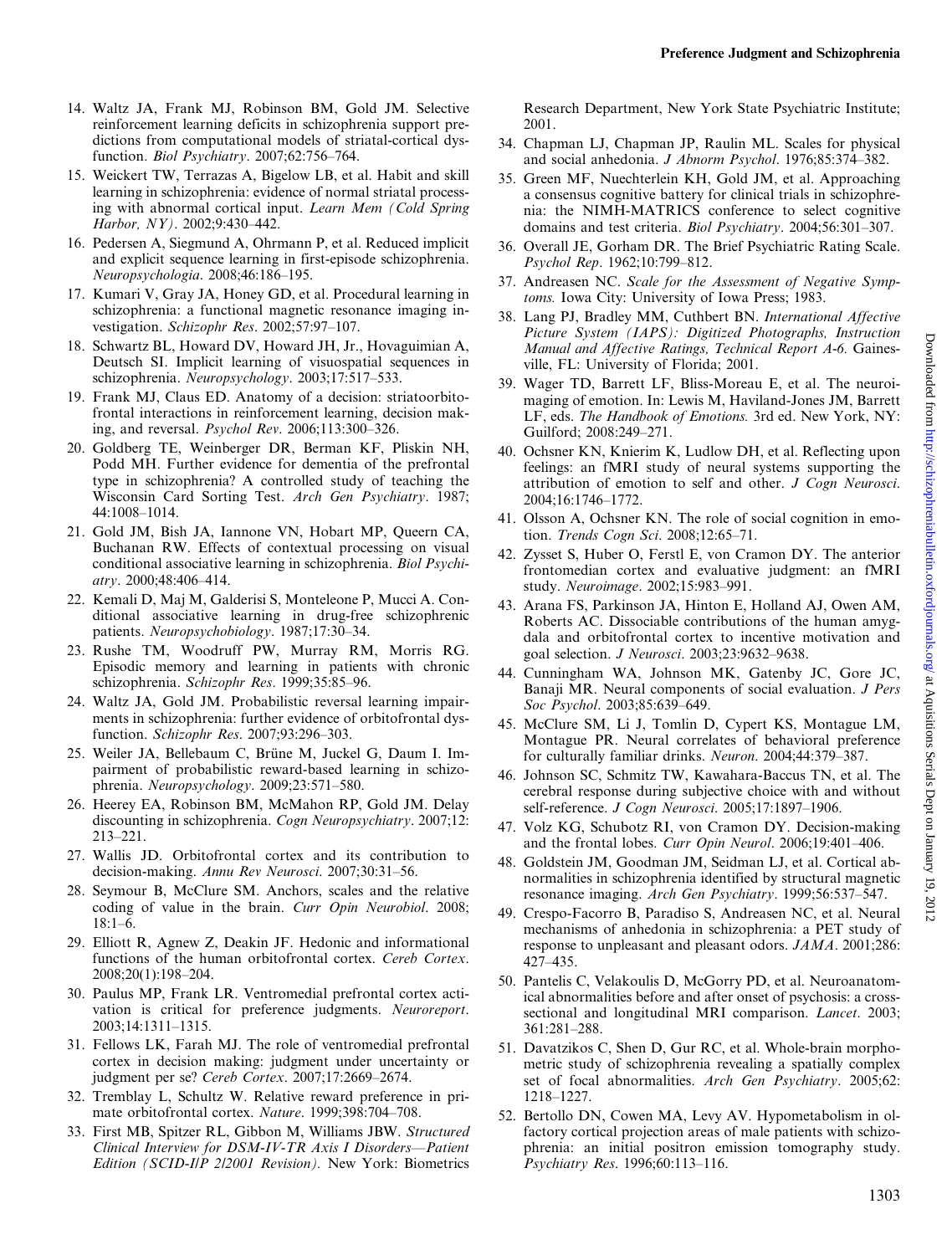14. Waltz JA, Frank MJ, Robinson BM, Gold JM. Selective reinforcement learning deficits in schizophrenia support predictions from computational models of striatal-cortical dysfunction. *Biol Psychiatry*. 2007;62:756–764.
15. Weickert TW, Terrazas A, Bigelow LB, et al. Habit and skill learning in schizophrenia: evidence of normal striatal processing with abnormal cortical input. *Learn Mem (Cold Spring Harbor, NY)*. 2002;9:430–442.
16. Pedersen A, Siegmund A, Ohrmann P, et al. Reduced implicit and explicit sequence learning in first-episode schizophrenia. *Neuropsychologia*. 2008;46:186–195.
17. Kumari V, Gray JA, Honey GD, et al. Procedural learning in schizophrenia: a functional magnetic resonance imaging investigation. *Schizophr Res*. 2002;57:97–107.
18. Schwartz BL, Howard DV, Howard JH, Jr., Hovaguimian A, Deutsch SI. Implicit learning of visuospatial sequences in schizophrenia. *Neuropsychology*. 2003;17:517–533.
19. Frank MJ, Claus ED. Anatomy of a decision: striatoorbitofrontal interactions in reinforcement learning, decision making, and reversal. *Psychol Rev*. 2006;113:300–326.
20. Goldberg TE, Weinberger DR, Berman KF, Pliskin NH, Podd MH. Further evidence for dementia of the prefrontal type in schizophrenia? A controlled study of teaching the Wisconsin Card Sorting Test. *Arch Gen Psychiatry*. 1987; 44:1008–1014.
21. Gold JM, Bish JA, Iannone VN, Hobart MP, Queern CA, Buchanan RW. Effects of contextual processing on visual conditional associative learning in schizophrenia. *Biol Psychiatry*. 2000;48:406–414.
22. Kemali D, Maj M, Galderisi S, Monteleone P, Mucci A. Conditional associative learning in drug-free schizophrenic patients. *Neuropsychobiology*. 1987;17:30–34.
23. Rushe TM, Woodruff PW, Murray RM, Morris RG. Episodic memory and learning in patients with chronic schizophrenia. *Schizophr Res*. 1999;35:85–96.
24. Waltz JA, Gold JM. Probabilistic reversal learning impairments in schizophrenia: further evidence of orbitofrontal dysfunction. *Schizophr Res*. 2007;93:296–303.
25. Weiler JA, Bellebaum C, Brüne M, Juckel G, Daum I. Impairment of probabilistic reward-based learning in schizophrenia. *Neuropsychology*. 2009;23:571–580.
26. Heerey EA, Robinson BM, McMahon RP, Gold JM. Delay discounting in schizophrenia. *Cogn Neuropsychiatry*. 2007;12: 213–221.
27. Wallis JD. Orbitofrontal cortex and its contribution to decision-making. *Annu Rev Neurosci*. 2007;30:31–56.
28. Seymour B, McClure SM. Anchors, scales and the relative coding of value in the brain. *Curr Opin Neurobiol*. 2008; 18:1–6.
29. Elliott R, Agnew Z, Deakin JF. Hedonic and informational functions of the human orbitofrontal cortex. *Cereb Cortex*. 2008;20(1):198–204.
30. Paulus MP, Frank LR. Ventromedial prefrontal cortex activation is critical for preference judgments. *Neuroreport*. 2003;14:1311–1315.
31. Fellows LK, Farah MJ. The role of ventromedial prefrontal cortex in decision making: judgment under uncertainty or judgment per se? *Cereb Cortex*. 2007;17:2669–2674.
32. Tremblay L, Schultz W. Relative reward preference in primate orbitofrontal cortex. *Nature*. 1999;398:704–708.
33. First MB, Spitzer RL, Gibbon M, Williams JBW. *Structured Clinical Interview for DSM-IV-TR Axis I Disorders—Patient Edition (SCID-I/P 2/2001 Revision)*. New York: Biometrics Research Department, New York State Psychiatric Institute; 2001.
34. Chapman LJ, Chapman JP, Raulin ML. Scales for physical and social anhedonia. *J Abnorm Psychol*. 1976;85:374–382.
35. Green MF, Nuechterlein KH, Gold JM, et al. Approaching a consensus cognitive battery for clinical trials in schizophrenia: the NIMH-MATRICS conference to select cognitive domains and test criteria. *Biol Psychiatry*. 2004;56:301–307.
36. Overall JE, Gorham DR. The Brief Psychiatric Rating Scale. *Psychol Rep*. 1962;10:799–812.
37. Andreasen NC. *Scale for the Assessment of Negative Symptoms.* Iowa City: University of Iowa Press; 1983.
38. Lang PJ, Bradley MM, Cuthbert BN. *International Affective Picture System (IAPS): Digitized Photographs, Instruction Manual and Affective Ratings, Technical Report A-6*. Gainesville, FL: University of Florida; 2001.
39. Wager TD, Barrett LF, Bliss-Moreau E, et al. The neuroimaging of emotion. In: Lewis M, Haviland-Jones JM, Barrett LF, eds. *The Handbook of Emotions.* 3rd ed. New York, NY: Guilford; 2008:249–271.
40. Ochsner KN, Knierim K, Ludlow DH, et al. Reflecting upon feelings: an fMRI study of neural systems supporting the attribution of emotion to self and other. *J Cogn Neurosci*. 2004;16:1746–1772.
41. Olsson A, Ochsner KN. The role of social cognition in emotion. *Trends Cogn Sci*. 2008;12:65–71.
42. Zysset S, Huber O, Ferstl E, von Cramon DY. The anterior frontomedian cortex and evaluative judgment: an fMRI study. *Neuroimage*. 2002;15:983–991.
43. Arana FS, Parkinson JA, Hinton E, Holland AJ, Owen AM, Roberts AC. Dissociable contributions of the human amygdala and orbitofrontal cortex to incentive motivation and goal selection. *J Neurosci*. 2003;23:9632–9638.
44. Cunningham WA, Johnson MK, Gatenby JC, Gore JC, Banaji MR. Neural components of social evaluation. *J Pers Soc Psychol*. 2003;85:639–649.
45. McClure SM, Li J, Tomlin D, Cypert KS, Montague LM, Montague PR. Neural correlates of behavioral preference for culturally familiar drinks. *Neuron*. 2004;44:379–387.
46. Johnson SC, Schmitz TW, Kawahara-Baccus TN, et al. The cerebral response during subjective choice with and without self-reference. *J Cogn Neurosci*. 2005;17:1897–1906.
47. Volz KG, Schubotz RI, von Cramon DY. Decision-making and the frontal lobes. *Curr Opin Neurol*. 2006;19:401–406.
48. Goldstein JM, Goodman JM, Seidman LJ, et al. Cortical abnormalities in schizophrenia identified by structural magnetic resonance imaging. *Arch Gen Psychiatry*. 1999;56:537–547.
49. Crespo-Facorro B, Paradiso S, Andreasen NC, et al. Neural mechanisms of anhedonia in schizophrenia: a PET study of response to unpleasant and pleasant odors. *JAMA*. 2001;286: 427–435.
50. Pantelis C, Velakoulis D, McGorry PD, et al. Neuroanatomical abnormalities before and after onset of psychosis: a cross-sectional and longitudinal MRI comparison. *Lancet*. 2003; 361:281–288.
51. Davatzikos C, Shen D, Gur RC, et al. Whole-brain morphometric study of schizophrenia revealing a spatially complex set of focal abnormalities. *Arch Gen Psychiatry*. 2005;62: 1218–1227.
52. Bertollo DN, Cowen MA, Levy AV. Hypometabolism in olfactory cortical projection areas of male patients with schizophrenia: an initial positron emission tomography study. *Psychiatry Res*. 1996;60:113–116.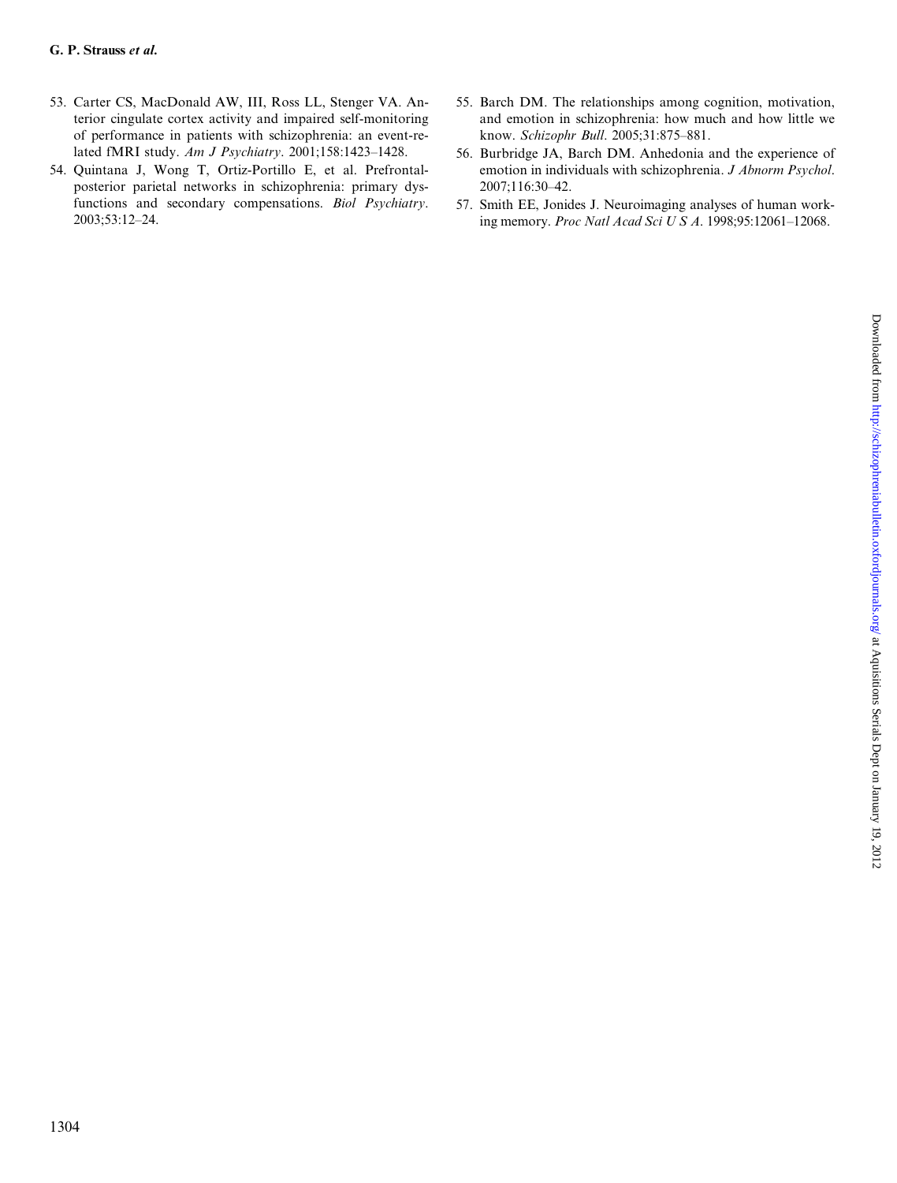53. Carter CS, MacDonald AW, III, Ross LL, Stenger VA. Anterior cingulate cortex activity and impaired self-monitoring of performance in patients with schizophrenia: an event-related fMRI study. *Am J Psychiatry*. 2001;158:1423–1428.
54. Quintana J, Wong T, Ortiz-Portillo E, et al. Prefrontal-posterior parietal networks in schizophrenia: primary dysfunctions and secondary compensations. *Biol Psychiatry*. 2003;53:12–24.
55. Barch DM. The relationships among cognition, motivation, and emotion in schizophrenia: how much and how little we know. *Schizophr Bull*. 2005;31:875–881.
56. Burbridge JA, Barch DM. Anhedonia and the experience of emotion in individuals with schizophrenia. *J Abnorm Psychol*. 2007;116:30–42.
57. Smith EE, Jonides J. Neuroimaging analyses of human working memory. *Proc Natl Acad Sci U S A*. 1998;95:12061–12068.